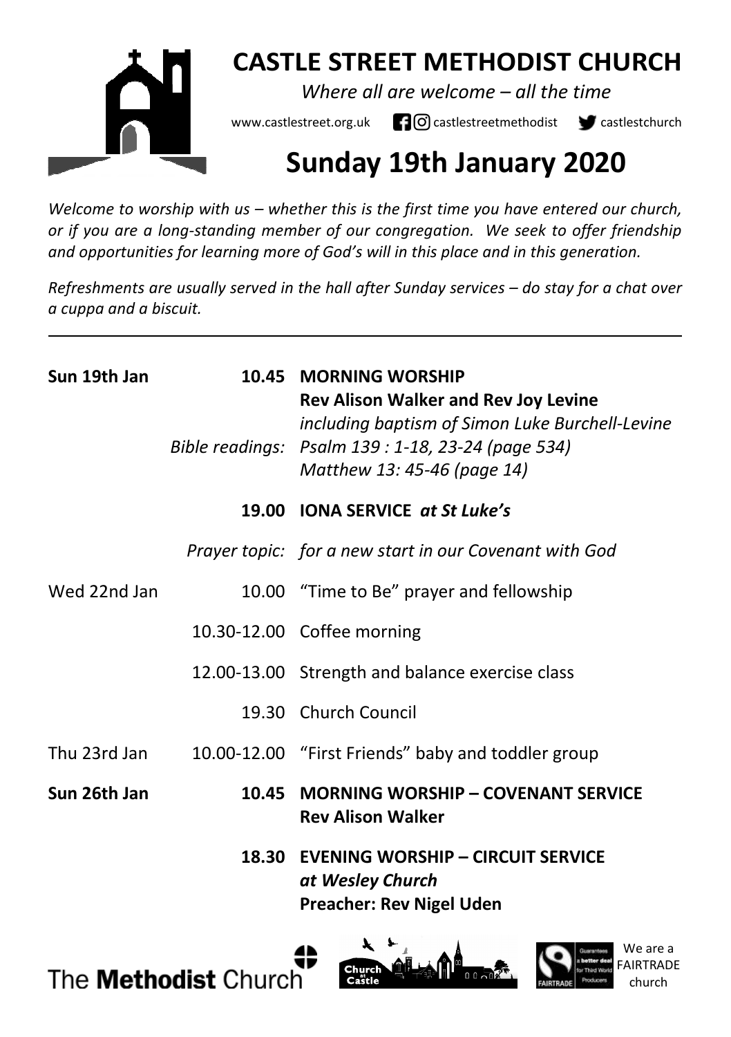# CASTLE STREET METHODIST CHURCH

*Where all are welcome – all the time*

www.castlestreet.org.uk castlestreetmethodist castlestchurch

## Sunday 19th January 2020

*Welcome to worship with us – whether this is the first time you have entered our church, or if you are a long-standing member of our congregation. We seek to offer friendship and opportunities for learning more of God's will in this place and in this generation.*

*Refreshments are usually served in the hall after Sunday services – do stay for a chat over a cuppa and a biscuit.*

---

| | | |
|---|---|---|
| **Sun 19th Jan** | **10.45** | **MORNING WORSHIP**<br>**Rev Alison Walker and Rev Joy Levine**<br>*including baptism of Simon Luke Burchell-Levine* |
| | *Bible readings:* | *Psalm 139 : 1-18, 23-24 (page 534)*<br>*Matthew 13: 45-46 (page 14)* |
| | **19.00** | **IONA SERVICE** ***at St Luke's*** |
| | *Prayer topic:* | *for a new start in our Covenant with God* |
| Wed 22nd Jan | 10.00 | "Time to Be" prayer and fellowship |
| | 10.30-12.00 | Coffee morning |
| | 12.00-13.00 | Strength and balance exercise class |
| | 19.30 | Church Council |
| Thu 23rd Jan | 10.00-12.00 | "First Friends" baby and toddler group |
| **Sun 26th Jan** | **10.45** | **MORNING WORSHIP – COVENANT SERVICE**<br>**Rev Alison Walker** |
| | **18.30** | **EVENING WORSHIP – CIRCUIT SERVICE**<br>***at Wesley Church***<br>**Preacher: Rev Nigel Uden** |

The **Methodist** Church

We are a FAIRTRADE church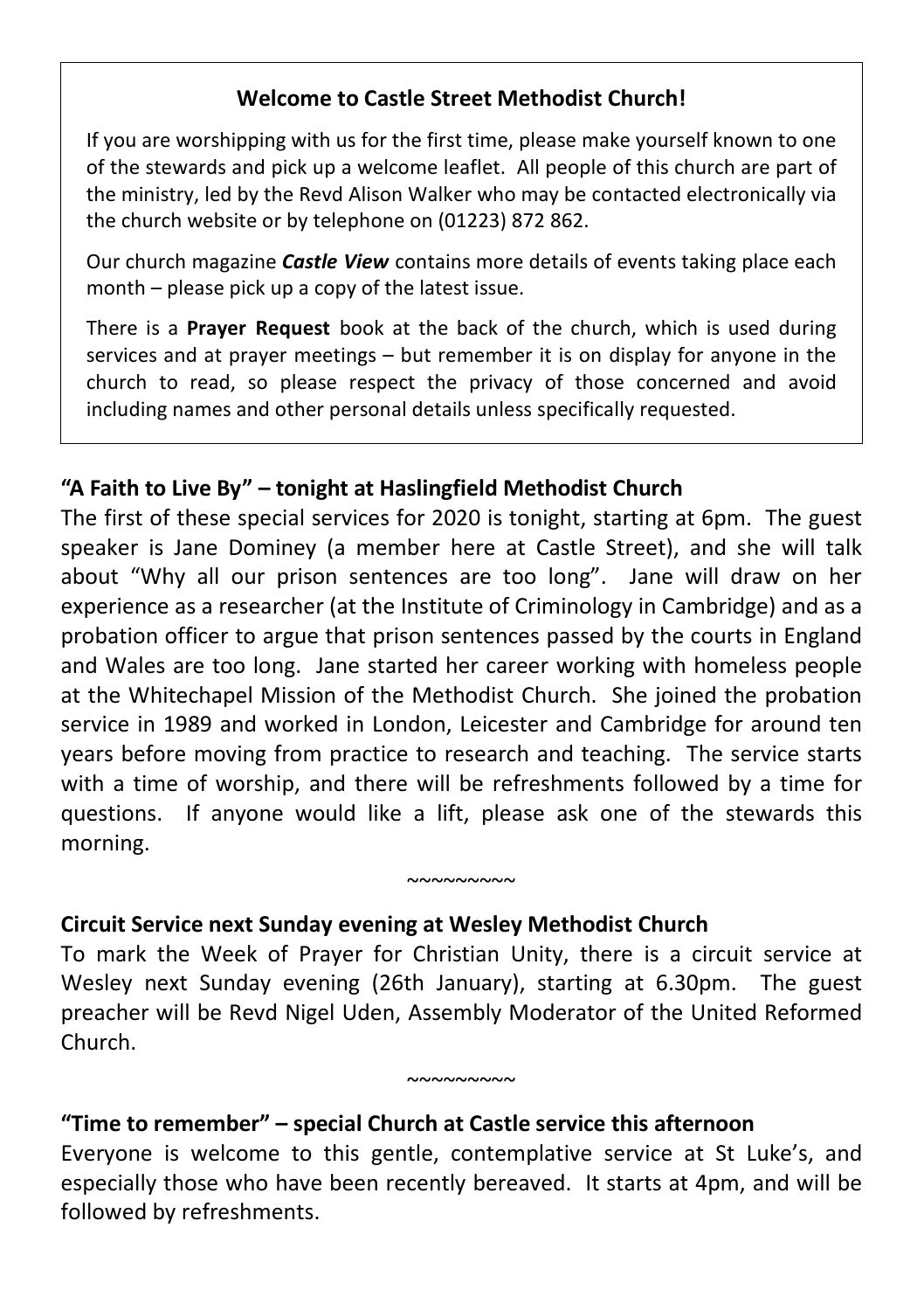## Welcome to Castle Street Methodist Church!

If you are worshipping with us for the first time, please make yourself known to one of the stewards and pick up a welcome leaflet. All people of this church are part of the ministry, led by the Revd Alison Walker who may be contacted electronically via the church website or by telephone on (01223) 872 862.

Our church magazine ***Castle View*** contains more details of events taking place each month – please pick up a copy of the latest issue.

There is a **Prayer Request** book at the back of the church, which is used during services and at prayer meetings – but remember it is on display for anyone in the church to read, so please respect the privacy of those concerned and avoid including names and other personal details unless specifically requested.

### "A Faith to Live By" – tonight at Haslingfield Methodist Church

The first of these special services for 2020 is tonight, starting at 6pm. The guest speaker is Jane Dominey (a member here at Castle Street), and she will talk about "Why all our prison sentences are too long". Jane will draw on her experience as a researcher (at the Institute of Criminology in Cambridge) and as a probation officer to argue that prison sentences passed by the courts in England and Wales are too long. Jane started her career working with homeless people at the Whitechapel Mission of the Methodist Church. She joined the probation service in 1989 and worked in London, Leicester and Cambridge for around ten years before moving from practice to research and teaching. The service starts with a time of worship, and there will be refreshments followed by a time for questions. If anyone would like a lift, please ask one of the stewards this morning.

~~~~~~~~~

### Circuit Service next Sunday evening at Wesley Methodist Church

To mark the Week of Prayer for Christian Unity, there is a circuit service at Wesley next Sunday evening (26th January), starting at 6.30pm. The guest preacher will be Revd Nigel Uden, Assembly Moderator of the United Reformed Church.

~~~~~~~~~

### "Time to remember" – special Church at Castle service this afternoon

Everyone is welcome to this gentle, contemplative service at St Luke's, and especially those who have been recently bereaved. It starts at 4pm, and will be followed by refreshments.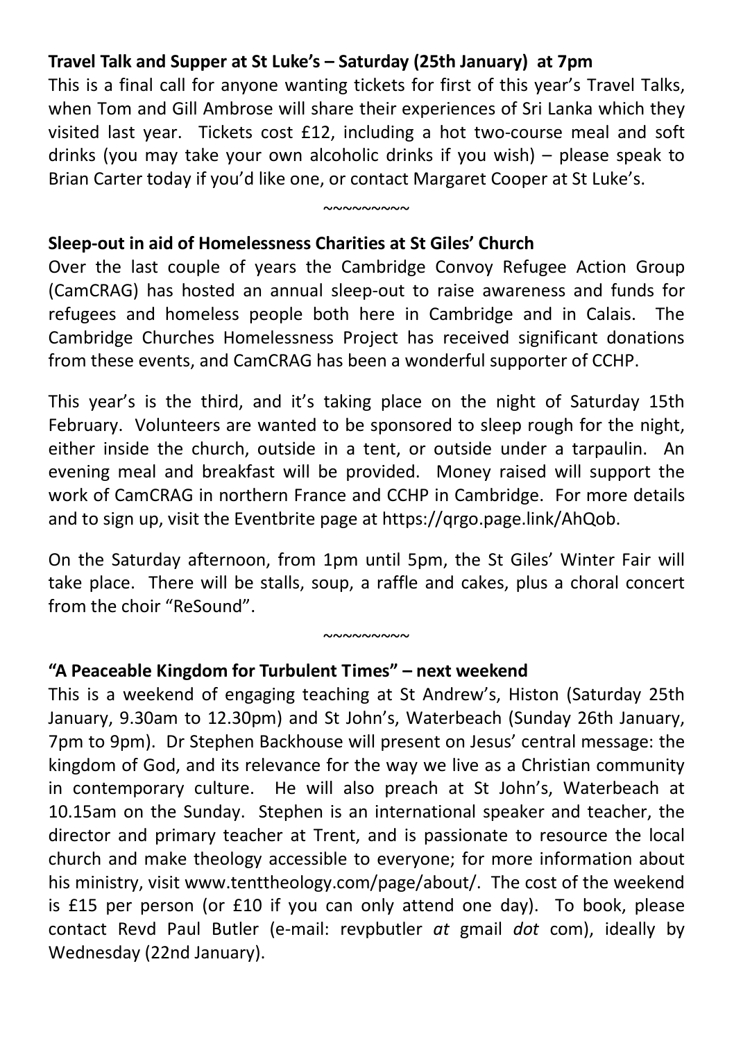**Travel Talk and Supper at St Luke's – Saturday (25th January) at 7pm**

This is a final call for anyone wanting tickets for first of this year's Travel Talks, when Tom and Gill Ambrose will share their experiences of Sri Lanka which they visited last year. Tickets cost £12, including a hot two-course meal and soft drinks (you may take your own alcoholic drinks if you wish) – please speak to Brian Carter today if you'd like one, or contact Margaret Cooper at St Luke's.

~~~~~~~~~

**Sleep-out in aid of Homelessness Charities at St Giles' Church**

Over the last couple of years the Cambridge Convoy Refugee Action Group (CamCRAG) has hosted an annual sleep-out to raise awareness and funds for refugees and homeless people both here in Cambridge and in Calais. The Cambridge Churches Homelessness Project has received significant donations from these events, and CamCRAG has been a wonderful supporter of CCHP.

This year's is the third, and it's taking place on the night of Saturday 15th February. Volunteers are wanted to be sponsored to sleep rough for the night, either inside the church, outside in a tent, or outside under a tarpaulin. An evening meal and breakfast will be provided. Money raised will support the work of CamCRAG in northern France and CCHP in Cambridge. For more details and to sign up, visit the Eventbrite page at https://qrgo.page.link/AhQob.

On the Saturday afternoon, from 1pm until 5pm, the St Giles' Winter Fair will take place. There will be stalls, soup, a raffle and cakes, plus a choral concert from the choir "ReSound".

~~~~~~~~~

**"A Peaceable Kingdom for Turbulent Times" – next weekend**

This is a weekend of engaging teaching at St Andrew's, Histon (Saturday 25th January, 9.30am to 12.30pm) and St John's, Waterbeach (Sunday 26th January, 7pm to 9pm). Dr Stephen Backhouse will present on Jesus' central message: the kingdom of God, and its relevance for the way we live as a Christian community in contemporary culture. He will also preach at St John's, Waterbeach at 10.15am on the Sunday. Stephen is an international speaker and teacher, the director and primary teacher at Trent, and is passionate to resource the local church and make theology accessible to everyone; for more information about his ministry, visit www.tenttheology.com/page/about/. The cost of the weekend is £15 per person (or £10 if you can only attend one day). To book, please contact Revd Paul Butler (e-mail: revpbutler *at* gmail *dot* com), ideally by Wednesday (22nd January).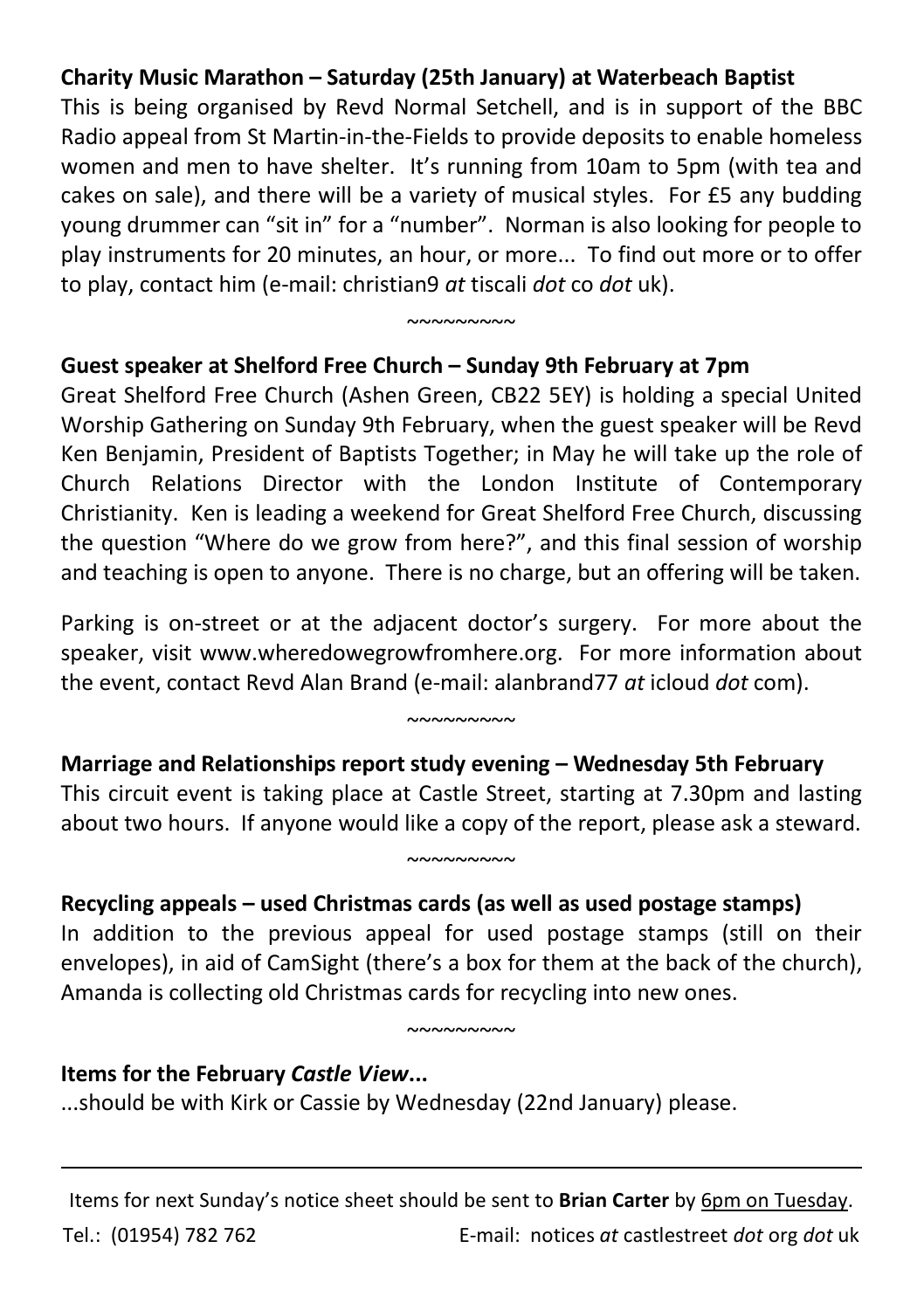**Charity Music Marathon – Saturday (25th January) at Waterbeach Baptist**

This is being organised by Revd Normal Setchell, and is in support of the BBC Radio appeal from St Martin-in-the-Fields to provide deposits to enable homeless women and men to have shelter. It's running from 10am to 5pm (with tea and cakes on sale), and there will be a variety of musical styles. For £5 any budding young drummer can "sit in" for a "number". Norman is also looking for people to play instruments for 20 minutes, an hour, or more... To find out more or to offer to play, contact him (e-mail: christian9 *at* tiscali *dot* co *dot* uk).

~~~~~~~~~

**Guest speaker at Shelford Free Church – Sunday 9th February at 7pm**

Great Shelford Free Church (Ashen Green, CB22 5EY) is holding a special United Worship Gathering on Sunday 9th February, when the guest speaker will be Revd Ken Benjamin, President of Baptists Together; in May he will take up the role of Church Relations Director with the London Institute of Contemporary Christianity. Ken is leading a weekend for Great Shelford Free Church, discussing the question "Where do we grow from here?", and this final session of worship and teaching is open to anyone. There is no charge, but an offering will be taken.

Parking is on-street or at the adjacent doctor's surgery. For more about the speaker, visit www.wheredowegrowfromhere.org. For more information about the event, contact Revd Alan Brand (e-mail: alanbrand77 *at* icloud *dot* com).

~~~~~~~~~

**Marriage and Relationships report study evening – Wednesday 5th February**

This circuit event is taking place at Castle Street, starting at 7.30pm and lasting about two hours. If anyone would like a copy of the report, please ask a steward.

~~~~~~~~~

**Recycling appeals – used Christmas cards (as well as used postage stamps)**

In addition to the previous appeal for used postage stamps (still on their envelopes), in aid of CamSight (there's a box for them at the back of the church), Amanda is collecting old Christmas cards for recycling into new ones.

~~~~~~~~~

**Items for the February *Castle View*...**

...should be with Kirk or Cassie by Wednesday (22nd January) please.

---

Items for next Sunday's notice sheet should be sent to **Brian Carter** by 6pm on Tuesday.

Tel.: (01954) 782 762 E-mail: notices *at* castlestreet *dot* org *dot* uk